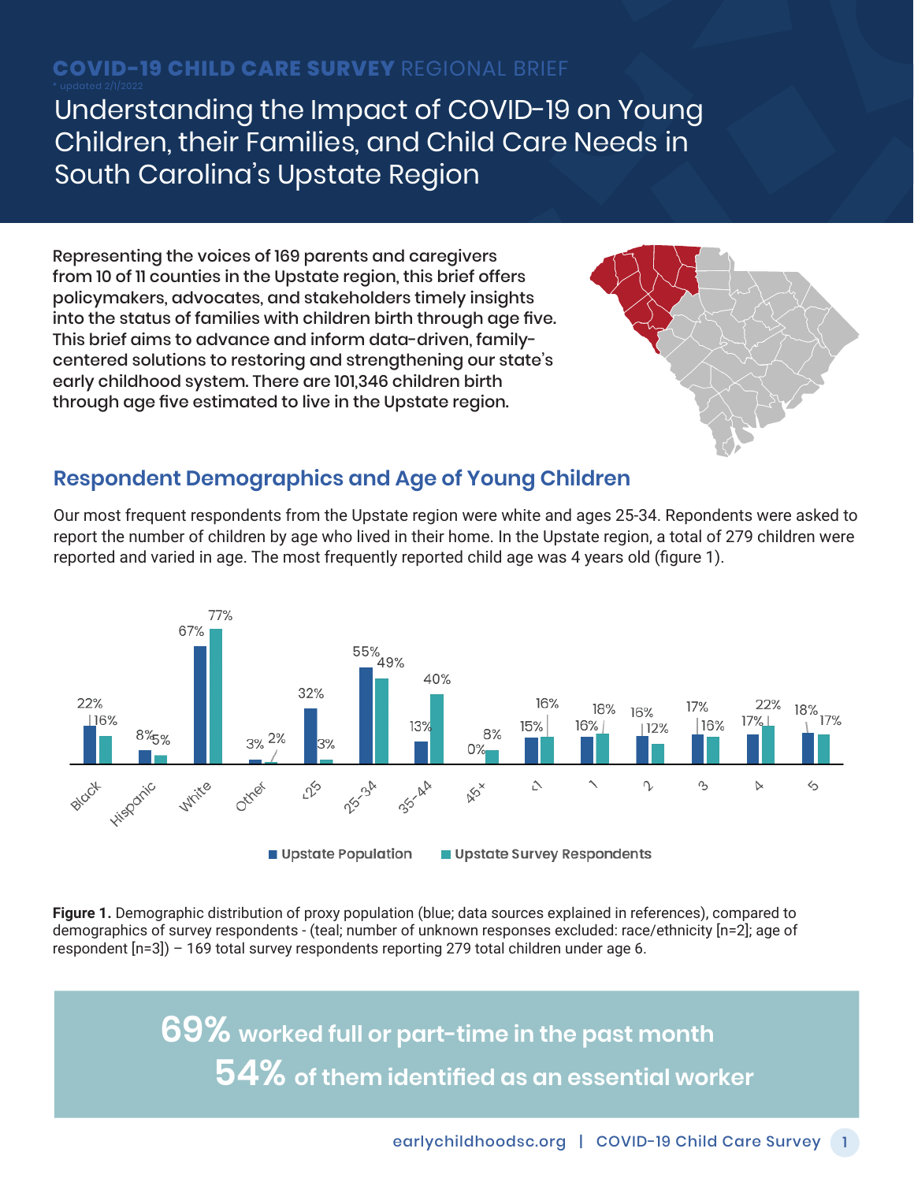**COVID-19 CHILD CARE SURVEY** REGIONAL BRIEF

\* updated 2/1/2022

# Understanding the Impact of COVID-19 on Young Children, their Families, and Child Care Needs in South Carolina's Upstate Region

Representing the voices of 169 parents and caregivers from 10 of 11 counties in the Upstate region, this brief offers policymakers, advocates, and stakeholders timely insights into the status of families with children birth through age five. This brief aims to advance and inform data-driven, family-centered solutions to restoring and strengthening our state's early childhood system. There are 101,346 children birth through age five estimated to live in the Upstate region.

## Respondent Demographics and Age of Young Children

Our most frequent respondents from the Upstate region were white and ages 25-34. Repondents were asked to report the number of children by age who lived in their home. In the Upstate region, a total of 279 children were reported and varied in age. The most frequently reported child age was 4 years old (figure 1).

| | Upstate Population | Upstate Survey Respondents |
|---|---|---|
| Black | 22% | 16% |
| Hispanic | 8% | 5% |
| White | 67% | 77% |
| Other | 3% | 2% |
| <25 | 32% | 3% |
| 25-34 | 55% | 49% |
| 35-44 | 13% | 40% |
| 45+ | 0% | 8% |
| <1 | 15% | 16% |
| 1 | 16% | 18% |
| 2 | 16% | 12% |
| 3 | 17% | 16% |
| 4 | 17% | 22% |
| 5 | 18% | 17% |

**Figure 1.** Demographic distribution of proxy population (blue; data sources explained in references), compared to demographics of survey respondents - (teal; number of unknown responses excluded: race/ethnicity [n=2]; age of respondent [n=3]) – 169 total survey respondents reporting 279 total children under age 6.

**69%** worked full or part-time in the past month

**54%** of them identified as an essential worker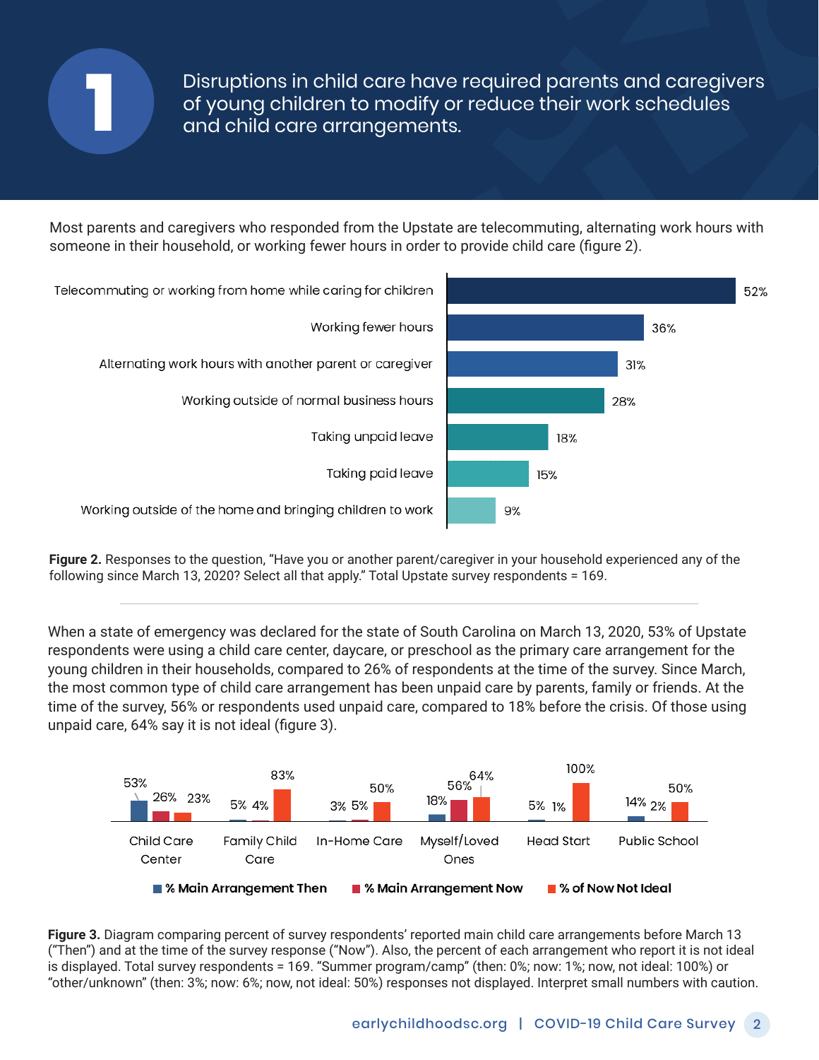# 1 Disruptions in child care have required parents and caregivers of young children to modify or reduce their work schedules and child care arrangements.

Most parents and caregivers who responded from the Upstate are telecommuting, alternating work hours with someone in their household, or working fewer hours in order to provide child care (figure 2).

| Response | % |
|---|---|
| Telecommuting or working from home while caring for children | 52% |
| Working fewer hours | 36% |
| Alternating work hours with another parent or caregiver | 31% |
| Working outside of normal business hours | 28% |
| Taking unpaid leave | 18% |
| Taking paid leave | 15% |
| Working outside of the home and bringing children to work | 9% |

**Figure 2.** Responses to the question, "Have you or another parent/caregiver in your household experienced any of the following since March 13, 2020? Select all that apply." Total Upstate survey respondents = 169.

When a state of emergency was declared for the state of South Carolina on March 13, 2020, 53% of Upstate respondents were using a child care center, daycare, or preschool as the primary care arrangement for the young children in their households, compared to 26% of respondents at the time of the survey. Since March, the most common type of child care arrangement has been unpaid care by parents, family or friends. At the time of the survey, 56% or respondents used unpaid care, compared to 18% before the crisis. Of those using unpaid care, 64% say it is not ideal (figure 3).

| | % Main Arrangement Then | % Main Arrangement Now | % of Now Not Ideal |
|---|---|---|---|
| Child Care Center | 53% | 26% | 23% |
| Family Child Care | 5% | 4% | 83% |
| In-Home Care | 3% | 5% | 50% |
| Myself/Loved Ones | 18% | 56% | 64% |
| Head Start | 5% | 1% | 100% |
| Public School | 14% | 2% | 50% |

**Figure 3.** Diagram comparing percent of survey respondents' reported main child care arrangements before March 13 ("Then") and at the time of the survey response ("Now"). Also, the percent of each arrangement who report it is not ideal is displayed. Total survey respondents = 169. "Summer program/camp" (then: 0%; now: 1%; now, not ideal: 100%) or "other/unknown" (then: 3%; now: 6%; now, not ideal: 50%) responses not displayed. Interpret small numbers with caution.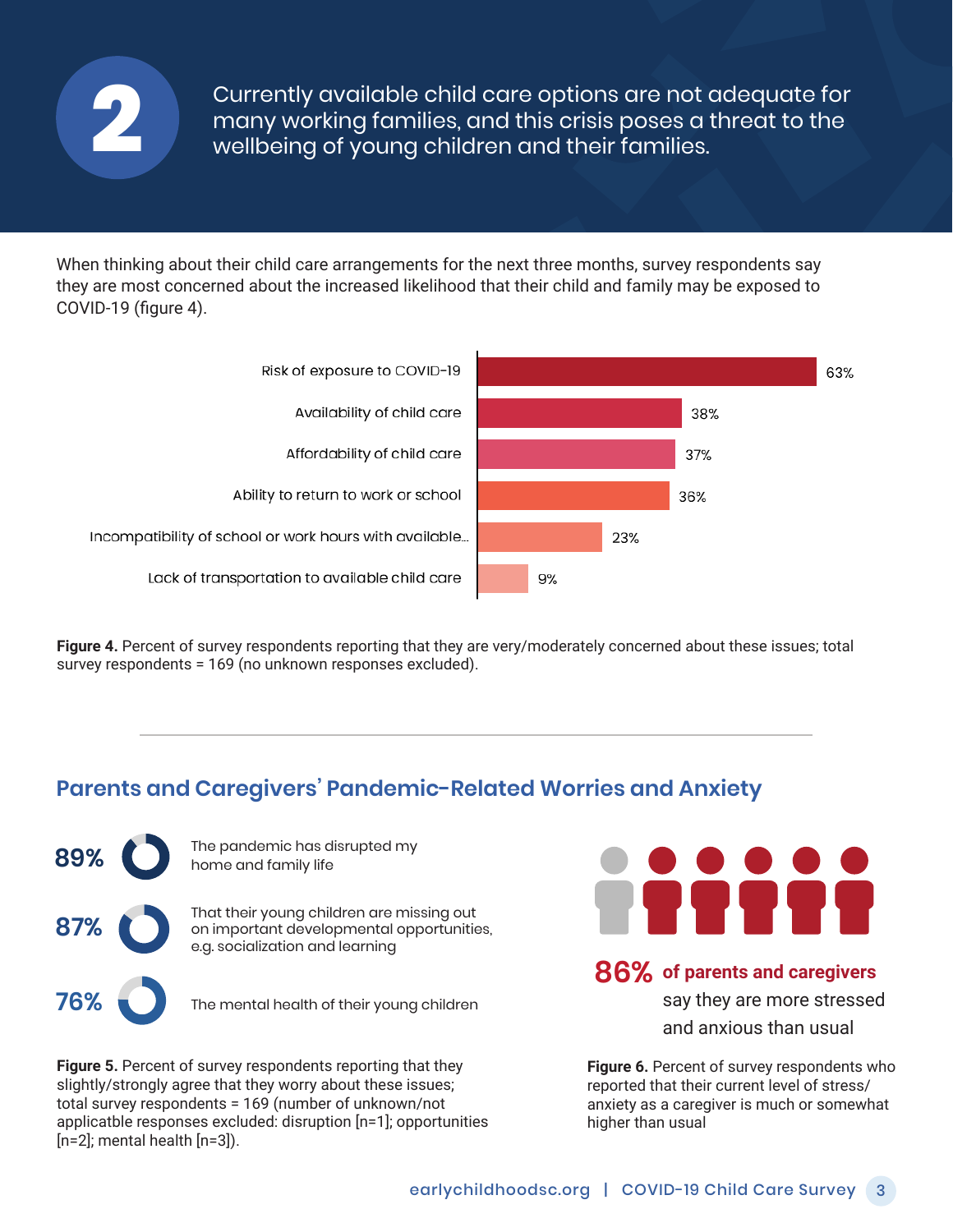# 2

Currently available child care options are not adequate for many working families, and this crisis poses a threat to the wellbeing of young children and their families.

When thinking about their child care arrangements for the next three months, survey respondents say they are most concerned about the increased likelihood that their child and family may be exposed to COVID-19 (figure 4).

| Concern | Percent |
| --- | --- |
| Risk of exposure to COVID-19 | 63% |
| Availability of child care | 38% |
| Affordability of child care | 37% |
| Ability to return to work or school | 36% |
| Incompatibility of school or work hours with available... | 23% |
| Lack of transportation to available child care | 9% |

**Figure 4.** Percent of survey respondents reporting that they are very/moderately concerned about these issues; total survey respondents = 169 (no unknown responses excluded).

## Parents and Caregivers' Pandemic-Related Worries and Anxiety

**89%** The pandemic has disrupted my home and family life

**87%** That their young children are missing out on important developmental opportunities, e.g. socialization and learning

**76%** The mental health of their young children

**Figure 5.** Percent of survey respondents reporting that they slightly/strongly agree that they worry about these issues; total survey respondents = 169 (number of unknown/not applicatble responses excluded: disruption [n=1]; opportunities [n=2]; mental health [n=3]).

**86% of parents and caregivers** say they are more stressed and anxious than usual

**Figure 6.** Percent of survey respondents who reported that their current level of stress/anxiety as a caregiver is much or somewhat higher than usual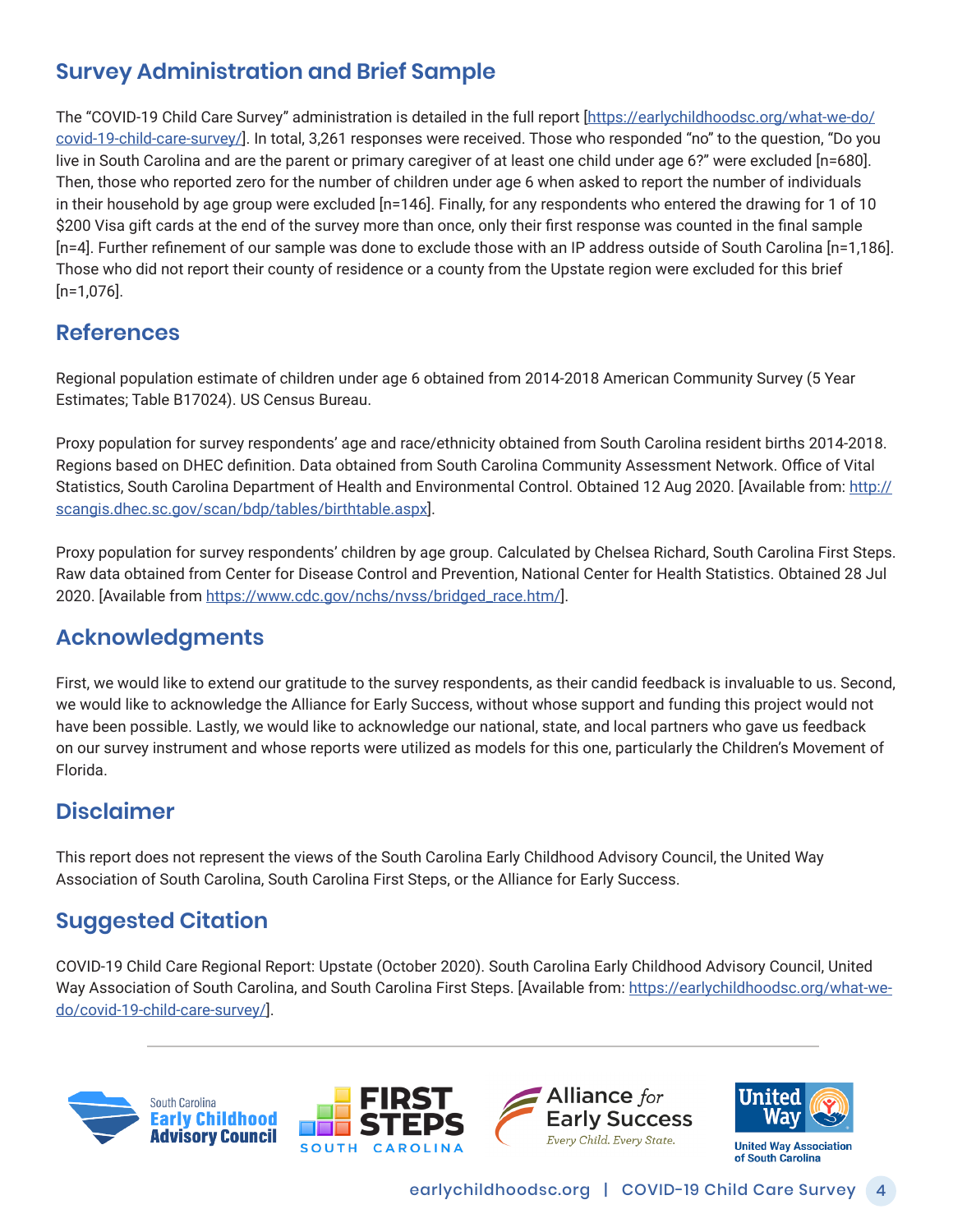## Survey Administration and Brief Sample

The "COVID-19 Child Care Survey" administration is detailed in the full report [https://earlychildhoodsc.org/what-we-do/covid-19-child-care-survey/]. In total, 3,261 responses were received. Those who responded "no" to the question, "Do you live in South Carolina and are the parent or primary caregiver of at least one child under age 6?" were excluded [n=680]. Then, those who reported zero for the number of children under age 6 when asked to report the number of individuals in their household by age group were excluded [n=146]. Finally, for any respondents who entered the drawing for 1 of 10 $200 Visa gift cards at the end of the survey more than once, only their first response was counted in the final sample [n=4]. Further refinement of our sample was done to exclude those with an IP address outside of South Carolina [n=1,186]. Those who did not report their county of residence or a county from the Upstate region were excluded for this brief [n=1,076].

## References

Regional population estimate of children under age 6 obtained from 2014-2018 American Community Survey (5 Year Estimates; Table B17024). US Census Bureau.

Proxy population for survey respondents' age and race/ethnicity obtained from South Carolina resident births 2014-2018. Regions based on DHEC definition. Data obtained from South Carolina Community Assessment Network. Office of Vital Statistics, South Carolina Department of Health and Environmental Control. Obtained 12 Aug 2020. [Available from: http://scangis.dhec.sc.gov/scan/bdp/tables/birthtable.aspx].

Proxy population for survey respondents' children by age group. Calculated by Chelsea Richard, South Carolina First Steps. Raw data obtained from Center for Disease Control and Prevention, National Center for Health Statistics. Obtained 28 Jul 2020. [Available from https://www.cdc.gov/nchs/nvss/bridged_race.htm/].

## Acknowledgments

First, we would like to extend our gratitude to the survey respondents, as their candid feedback is invaluable to us. Second, we would like to acknowledge the Alliance for Early Success, without whose support and funding this project would not have been possible. Lastly, we would like to acknowledge our national, state, and local partners who gave us feedback on our survey instrument and whose reports were utilized as models for this one, particularly the Children's Movement of Florida.

## Disclaimer

This report does not represent the views of the South Carolina Early Childhood Advisory Council, the United Way Association of South Carolina, South Carolina First Steps, or the Alliance for Early Success.

## Suggested Citation

COVID-19 Child Care Regional Report: Upstate (October 2020). South Carolina Early Childhood Advisory Council, United Way Association of South Carolina, and South Carolina First Steps. [Available from: https://earlychildhoodsc.org/what-we-do/covid-19-child-care-survey/].

South Carolina Early Childhood Advisory Council

First Steps South Carolina

Alliance for Early Success
*Every Child. Every State.*

United Way Association of South Carolina